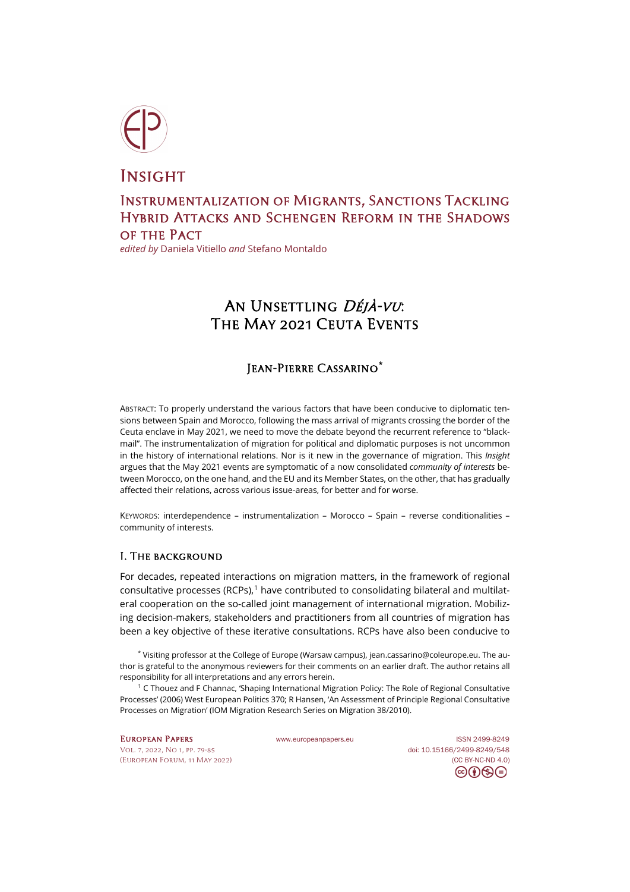# Insight

## Instrumentalization of Migrants, Sanctions Tackling Hybrid Attacks and Schengen Reform in the Shadows of the Pact

*edited by* Daniela Vitiello *and* Stefano Montaldo

# An Unsettling *Déjà-vu*: The May 2021 Ceuta Events

### Jean-Pierre Cassarino*

Abstract: To properly understand the various factors that have been conducive to diplomatic tensions between Spain and Morocco, following the mass arrival of migrants crossing the border of the Ceuta enclave in May 2021, we need to move the debate beyond the recurrent reference to "blackmail". The instrumentalization of migration for political and diplomatic purposes is not uncommon in the history of international relations. Nor is it new in the governance of migration. This *Insight* argues that the May 2021 events are symptomatic of a now consolidated *community of interests* between Morocco, on the one hand, and the EU and its Member States, on the other, that has gradually affected their relations, across various issue-areas, for better and for worse.

Keywords: interdependence – instrumentalization – Morocco – Spain – reverse conditionalities – community of interests.

## I. The background

For decades, repeated interactions on migration matters, in the framework of regional consultative processes (RCPs),[1] have contributed to consolidating bilateral and multilateral cooperation on the so-called joint management of international migration. Mobilizing decision-makers, stakeholders and practitioners from all countries of migration has been a key objective of these iterative consultations. RCPs have also been conducive to

* Visiting professor at the College of Europe (Warsaw campus), jean.cassarino@coleurope.eu. The author is grateful to the anonymous reviewers for their comments on an earlier draft. The author retains all responsibility for all interpretations and any errors herein.

[1] C Thouez and F Channac, 'Shaping International Migration Policy: The Role of Regional Consultative Processes' (2006) West European Politics 370; R Hansen, 'An Assessment of Principle Regional Consultative Processes on Migration' (IOM Migration Research Series on Migration 38/2010).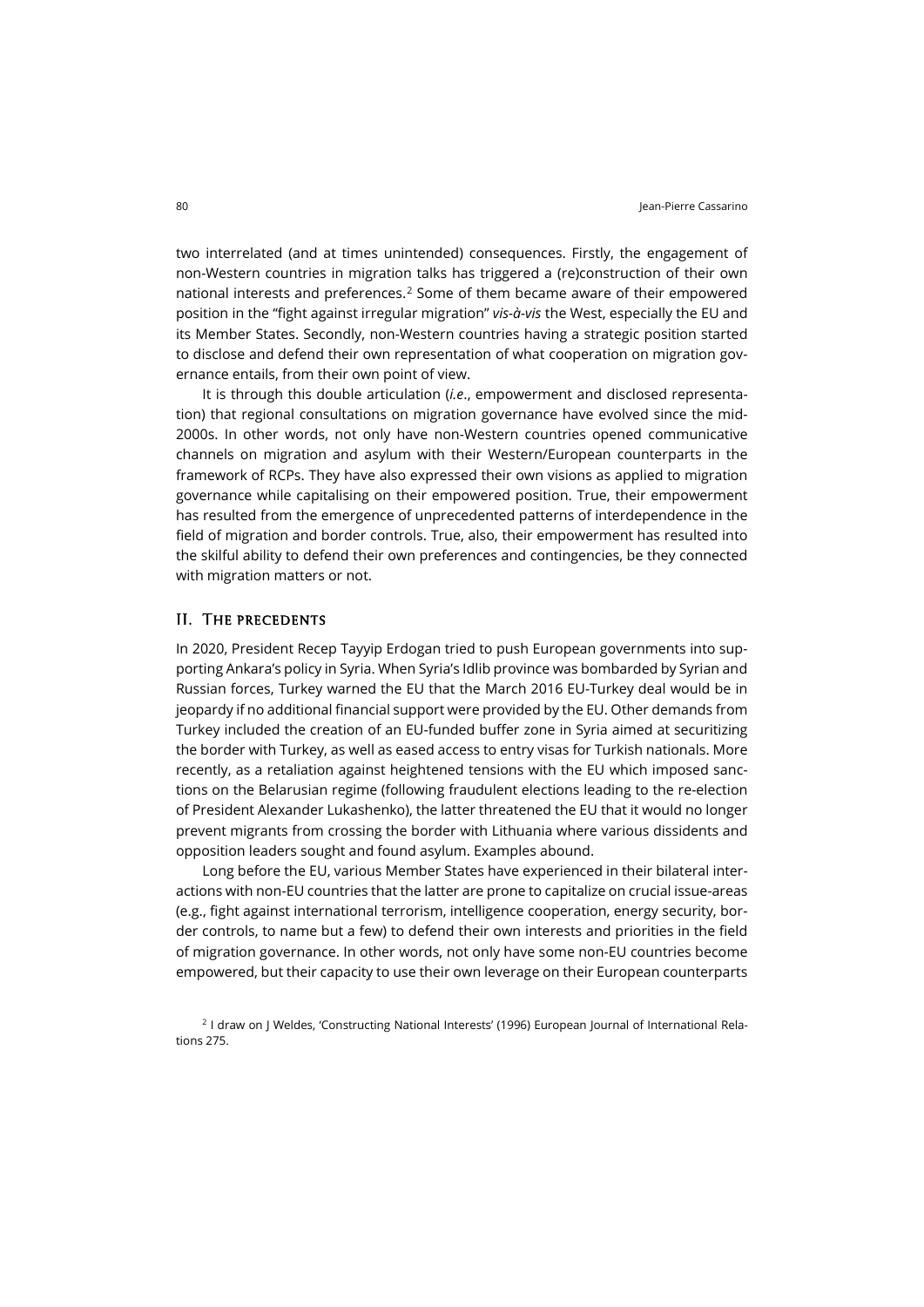two interrelated (and at times unintended) consequences. Firstly, the engagement of non-Western countries in migration talks has triggered a (re)construction of their own national interests and preferences.[2] Some of them became aware of their empowered position in the "fight against irregular migration" *vis-à-vis* the West, especially the EU and its Member States. Secondly, non-Western countries having a strategic position started to disclose and defend their own representation of what cooperation on migration governance entails, from their own point of view.

It is through this double articulation (*i.e*., empowerment and disclosed representation) that regional consultations on migration governance have evolved since the mid-2000s. In other words, not only have non-Western countries opened communicative channels on migration and asylum with their Western/European counterparts in the framework of RCPs. They have also expressed their own visions as applied to migration governance while capitalising on their empowered position. True, their empowerment has resulted from the emergence of unprecedented patterns of interdependence in the field of migration and border controls. True, also, their empowerment has resulted into the skilful ability to defend their own preferences and contingencies, be they connected with migration matters or not.

## II. The precedents

In 2020, President Recep Tayyip Erdogan tried to push European governments into supporting Ankara's policy in Syria. When Syria's Idlib province was bombarded by Syrian and Russian forces, Turkey warned the EU that the March 2016 EU-Turkey deal would be in jeopardy if no additional financial support were provided by the EU. Other demands from Turkey included the creation of an EU-funded buffer zone in Syria aimed at securitizing the border with Turkey, as well as eased access to entry visas for Turkish nationals. More recently, as a retaliation against heightened tensions with the EU which imposed sanctions on the Belarusian regime (following fraudulent elections leading to the re-election of President Alexander Lukashenko), the latter threatened the EU that it would no longer prevent migrants from crossing the border with Lithuania where various dissidents and opposition leaders sought and found asylum. Examples abound.

Long before the EU, various Member States have experienced in their bilateral interactions with non-EU countries that the latter are prone to capitalize on crucial issue-areas (e.g., fight against international terrorism, intelligence cooperation, energy security, border controls, to name but a few) to defend their own interests and priorities in the field of migration governance. In other words, not only have some non-EU countries become empowered, but their capacity to use their own leverage on their European counterparts

[2] I draw on J Weldes, 'Constructing National Interests' (1996) European Journal of International Relations 275.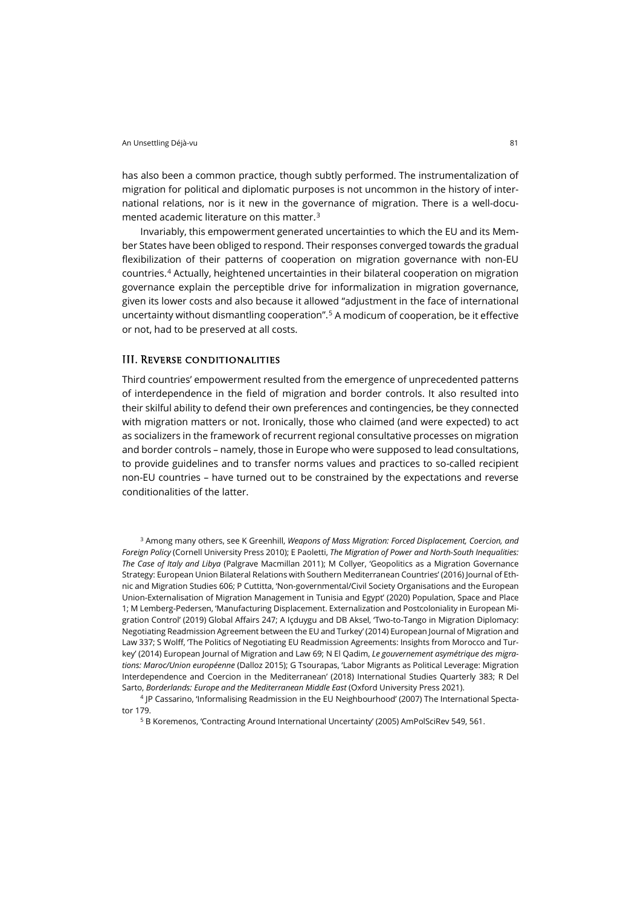has also been a common practice, though subtly performed. The instrumentalization of migration for political and diplomatic purposes is not uncommon in the history of international relations, nor is it new in the governance of migration. There is a well-documented academic literature on this matter.[3]

Invariably, this empowerment generated uncertainties to which the EU and its Member States have been obliged to respond. Their responses converged towards the gradual flexibilization of their patterns of cooperation on migration governance with non-EU countries.[4] Actually, heightened uncertainties in their bilateral cooperation on migration governance explain the perceptible drive for informalization in migration governance, given its lower costs and also because it allowed "adjustment in the face of international uncertainty without dismantling cooperation".[5] A modicum of cooperation, be it effective or not, had to be preserved at all costs.

## III. Reverse conditionalities

Third countries' empowerment resulted from the emergence of unprecedented patterns of interdependence in the field of migration and border controls. It also resulted into their skilful ability to defend their own preferences and contingencies, be they connected with migration matters or not. Ironically, those who claimed (and were expected) to act as socializers in the framework of recurrent regional consultative processes on migration and border controls – namely, those in Europe who were supposed to lead consultations, to provide guidelines and to transfer norms values and practices to so-called recipient non-EU countries – have turned out to be constrained by the expectations and reverse conditionalities of the latter.

[3] Among many others, see K Greenhill, *Weapons of Mass Migration: Forced Displacement, Coercion, and Foreign Policy* (Cornell University Press 2010); E Paoletti, *The Migration of Power and North-South Inequalities: The Case of Italy and Libya* (Palgrave Macmillan 2011); M Collyer, 'Geopolitics as a Migration Governance Strategy: European Union Bilateral Relations with Southern Mediterranean Countries' (2016) Journal of Ethnic and Migration Studies 606; P Cuttitta, 'Non-governmental/Civil Society Organisations and the European Union-Externalisation of Migration Management in Tunisia and Egypt' (2020) Population, Space and Place 1; M Lemberg-Pedersen, 'Manufacturing Displacement. Externalization and Postcoloniality in European Migration Control' (2019) Global Affairs 247; A Içduygu and DB Aksel, 'Two-to-Tango in Migration Diplomacy: Negotiating Readmission Agreement between the EU and Turkey' (2014) European Journal of Migration and Law 337; S Wolff, 'The Politics of Negotiating EU Readmission Agreements: Insights from Morocco and Turkey' (2014) European Journal of Migration and Law 69; N El Qadim, *Le gouvernement asymétrique des migrations: Maroc/Union européenne* (Dalloz 2015); G Tsourapas, 'Labor Migrants as Political Leverage: Migration Interdependence and Coercion in the Mediterranean' (2018) International Studies Quarterly 383; R Del Sarto, *Borderlands: Europe and the Mediterranean Middle East* (Oxford University Press 2021).

[4] JP Cassarino, 'Informalising Readmission in the EU Neighbourhood' (2007) The International Spectator 179.

[5] B Koremenos, 'Contracting Around International Uncertainty' (2005) AmPolSciRev 549, 561.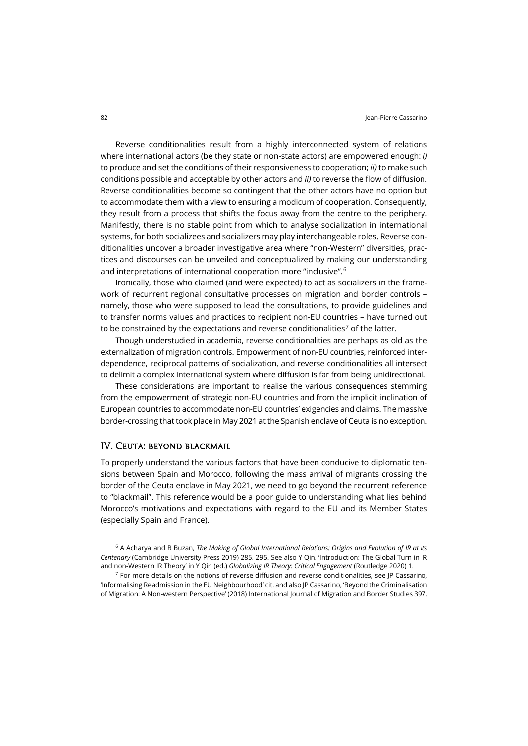Reverse conditionalities result from a highly interconnected system of relations where international actors (be they state or non-state actors) are empowered enough: *i)* to produce and set the conditions of their responsiveness to cooperation; *ii)* to make such conditions possible and acceptable by other actors and *ii)* to reverse the flow of diffusion. Reverse conditionalities become so contingent that the other actors have no option but to accommodate them with a view to ensuring a modicum of cooperation. Consequently, they result from a process that shifts the focus away from the centre to the periphery. Manifestly, there is no stable point from which to analyse socialization in international systems, for both socializees and socializers may play interchangeable roles. Reverse conditionalities uncover a broader investigative area where "non-Western" diversities, practices and discourses can be unveiled and conceptualized by making our understanding and interpretations of international cooperation more "inclusive".[6]

Ironically, those who claimed (and were expected) to act as socializers in the framework of recurrent regional consultative processes on migration and border controls – namely, those who were supposed to lead the consultations, to provide guidelines and to transfer norms values and practices to recipient non-EU countries – have turned out to be constrained by the expectations and reverse conditionalities[7] of the latter.

Though understudied in academia, reverse conditionalities are perhaps as old as the externalization of migration controls. Empowerment of non-EU countries, reinforced interdependence, reciprocal patterns of socialization, and reverse conditionalities all intersect to delimit a complex international system where diffusion is far from being unidirectional.

These considerations are important to realise the various consequences stemming from the empowerment of strategic non-EU countries and from the implicit inclination of European countries to accommodate non-EU countries' exigencies and claims. The massive border-crossing that took place in May 2021 at the Spanish enclave of Ceuta is no exception.

## IV. Ceuta: beyond blackmail

To properly understand the various factors that have been conducive to diplomatic tensions between Spain and Morocco, following the mass arrival of migrants crossing the border of the Ceuta enclave in May 2021, we need to go beyond the recurrent reference to "blackmail". This reference would be a poor guide to understanding what lies behind Morocco's motivations and expectations with regard to the EU and its Member States (especially Spain and France).

[6] A Acharya and B Buzan, *The Making of Global International Relations: Origins and Evolution of IR at its Centenary* (Cambridge University Press 2019) 285, 295. See also Y Qin, 'Introduction: The Global Turn in IR and non-Western IR Theory' in Y Qin (ed.) *Globalizing IR Theory: Critical Engagement* (Routledge 2020) 1.

[7] For more details on the notions of reverse diffusion and reverse conditionalities, see JP Cassarino, 'Informalising Readmission in the EU Neighbourhood' cit. and also JP Cassarino, 'Beyond the Criminalisation of Migration: A Non-western Perspective' (2018) International Journal of Migration and Border Studies 397.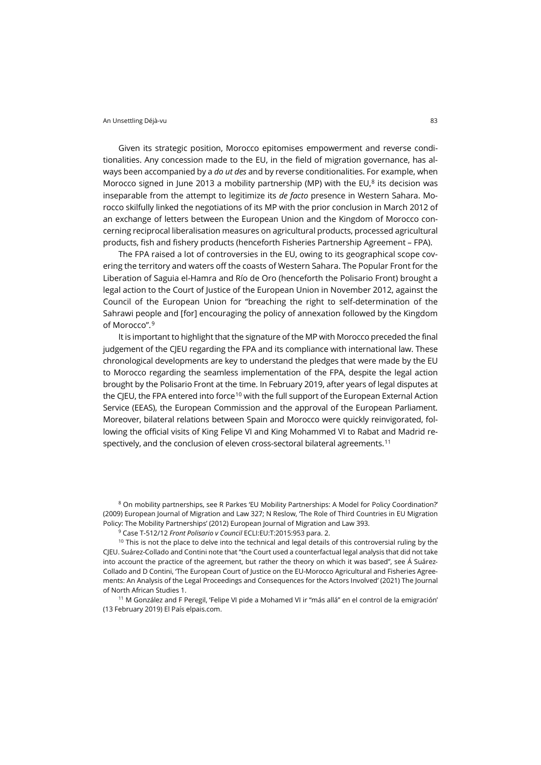Given its strategic position, Morocco epitomises empowerment and reverse conditionalities. Any concession made to the EU, in the field of migration governance, has always been accompanied by a *do ut des* and by reverse conditionalities. For example, when Morocco signed in June 2013 a mobility partnership (MP) with the EU,[8] its decision was inseparable from the attempt to legitimize its *de facto* presence in Western Sahara. Morocco skilfully linked the negotiations of its MP with the prior conclusion in March 2012 of an exchange of letters between the European Union and the Kingdom of Morocco concerning reciprocal liberalisation measures on agricultural products, processed agricultural products, fish and fishery products (henceforth Fisheries Partnership Agreement – FPA).

The FPA raised a lot of controversies in the EU, owing to its geographical scope covering the territory and waters off the coasts of Western Sahara. The Popular Front for the Liberation of Saguia el-Hamra and Río de Oro (henceforth the Polisario Front) brought a legal action to the Court of Justice of the European Union in November 2012, against the Council of the European Union for "breaching the right to self-determination of the Sahrawi people and [for] encouraging the policy of annexation followed by the Kingdom of Morocco".[9]

It is important to highlight that the signature of the MP with Morocco preceded the final judgement of the CJEU regarding the FPA and its compliance with international law. These chronological developments are key to understand the pledges that were made by the EU to Morocco regarding the seamless implementation of the FPA, despite the legal action brought by the Polisario Front at the time. In February 2019, after years of legal disputes at the CJEU, the FPA entered into force[10] with the full support of the European External Action Service (EEAS), the European Commission and the approval of the European Parliament. Moreover, bilateral relations between Spain and Morocco were quickly reinvigorated, following the official visits of King Felipe VI and King Mohammed VI to Rabat and Madrid respectively, and the conclusion of eleven cross-sectoral bilateral agreements.[11]

---

[8] On mobility partnerships, see R Parkes 'EU Mobility Partnerships: A Model for Policy Coordination?' (2009) European Journal of Migration and Law 327; N Reslow, 'The Role of Third Countries in EU Migration Policy: The Mobility Partnerships' (2012) European Journal of Migration and Law 393.

[9] Case T-512/12 *Front Polisario v Council* ECLI:EU:T:2015:953 para. 2.

[10] This is not the place to delve into the technical and legal details of this controversial ruling by the CJEU. Suárez-Collado and Contini note that "the Court used a counterfactual legal analysis that did not take into account the practice of the agreement, but rather the theory on which it was based", see Á Suárez-Collado and D Contini, 'The European Court of Justice on the EU-Morocco Agricultural and Fisheries Agreements: An Analysis of the Legal Proceedings and Consequences for the Actors Involved' (2021) The Journal of North African Studies 1.

[11] M González and F Peregil, 'Felipe VI pide a Mohamed VI ir "más allá" en el control de la emigración' (13 February 2019) El País elpais.com.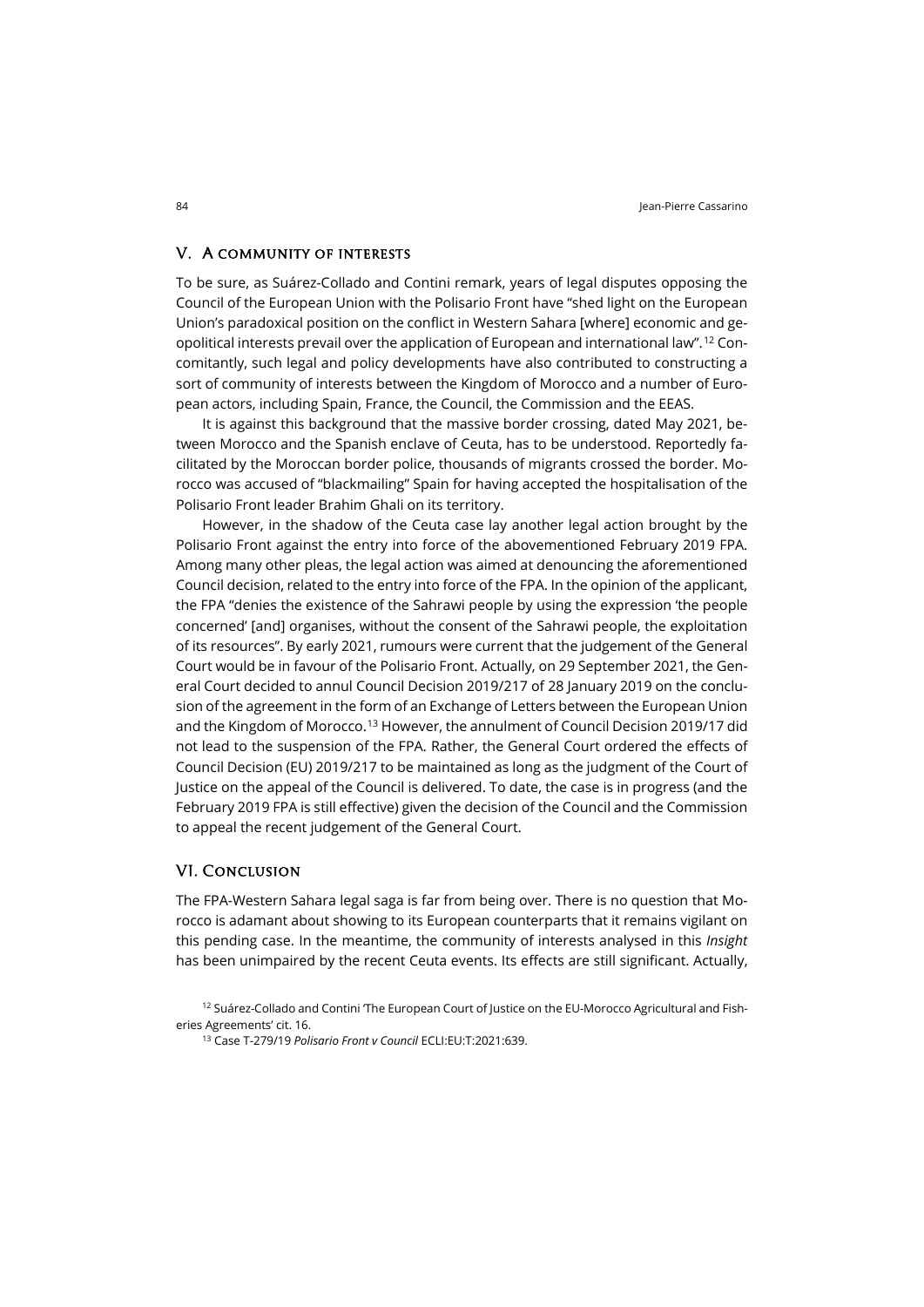## V. A community of interests

To be sure, as Suárez-Collado and Contini remark, years of legal disputes opposing the Council of the European Union with the Polisario Front have "shed light on the European Union's paradoxical position on the conflict in Western Sahara [where] economic and geopolitical interests prevail over the application of European and international law".[12] Concomitantly, such legal and policy developments have also contributed to constructing a sort of community of interests between the Kingdom of Morocco and a number of European actors, including Spain, France, the Council, the Commission and the EEAS.

It is against this background that the massive border crossing, dated May 2021, between Morocco and the Spanish enclave of Ceuta, has to be understood. Reportedly facilitated by the Moroccan border police, thousands of migrants crossed the border. Morocco was accused of "blackmailing" Spain for having accepted the hospitalisation of the Polisario Front leader Brahim Ghali on its territory.

However, in the shadow of the Ceuta case lay another legal action brought by the Polisario Front against the entry into force of the abovementioned February 2019 FPA. Among many other pleas, the legal action was aimed at denouncing the aforementioned Council decision, related to the entry into force of the FPA. In the opinion of the applicant, the FPA "denies the existence of the Sahrawi people by using the expression 'the people concerned' [and] organises, without the consent of the Sahrawi people, the exploitation of its resources". By early 2021, rumours were current that the judgement of the General Court would be in favour of the Polisario Front. Actually, on 29 September 2021, the General Court decided to annul Council Decision 2019/217 of 28 January 2019 on the conclusion of the agreement in the form of an Exchange of Letters between the European Union and the Kingdom of Morocco.[13] However, the annulment of Council Decision 2019/17 did not lead to the suspension of the FPA. Rather, the General Court ordered the effects of Council Decision (EU) 2019/217 to be maintained as long as the judgment of the Court of Justice on the appeal of the Council is delivered. To date, the case is in progress (and the February 2019 FPA is still effective) given the decision of the Council and the Commission to appeal the recent judgement of the General Court.

## VI. Conclusion

The FPA-Western Sahara legal saga is far from being over. There is no question that Morocco is adamant about showing to its European counterparts that it remains vigilant on this pending case. In the meantime, the community of interests analysed in this *Insight* has been unimpaired by the recent Ceuta events. Its effects are still significant. Actually,

[12] Suárez-Collado and Contini 'The European Court of Justice on the EU-Morocco Agricultural and Fisheries Agreements' cit. 16.

[13] Case T-279/19 *Polisario Front v Council* ECLI:EU:T:2021:639.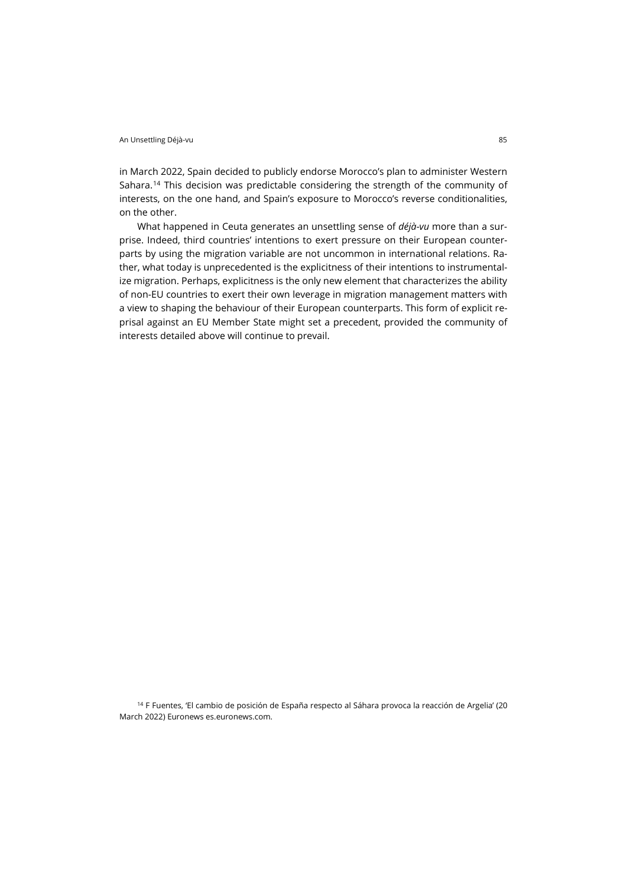in March 2022, Spain decided to publicly endorse Morocco's plan to administer Western Sahara.[14] This decision was predictable considering the strength of the community of interests, on the one hand, and Spain's exposure to Morocco's reverse conditionalities, on the other.

What happened in Ceuta generates an unsettling sense of *déjà-vu* more than a surprise. Indeed, third countries' intentions to exert pressure on their European counterparts by using the migration variable are not uncommon in international relations. Rather, what today is unprecedented is the explicitness of their intentions to instrumentalize migration. Perhaps, explicitness is the only new element that characterizes the ability of non-EU countries to exert their own leverage in migration management matters with a view to shaping the behaviour of their European counterparts. This form of explicit reprisal against an EU Member State might set a precedent, provided the community of interests detailed above will continue to prevail.

[14] F Fuentes, 'El cambio de posición de España respecto al Sáhara provoca la reacción de Argelia' (20 March 2022) Euronews es.euronews.com.